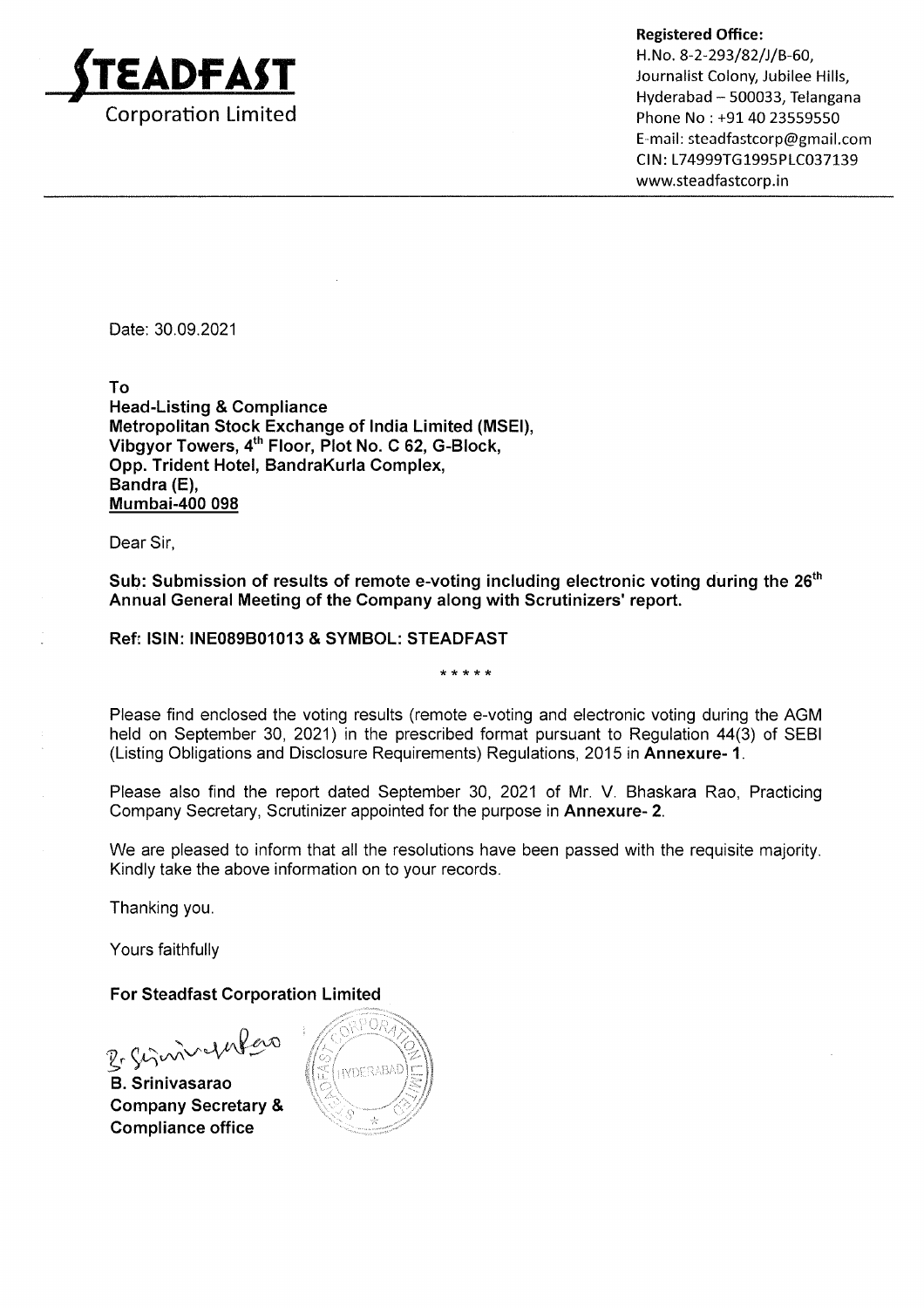**STEADFAST**
Corporation Limited

**Registered Office:**
H.No. 8-2-293/82/J/B-60,
Journalist Colony, Jubilee Hills,
Hyderabad – 500033, Telangana
Phone No : +91 40 23559550
E-mail: steadfastcorp@gmail.com
CIN: L74999TG1995PLC037139
www.steadfastcorp.in

Date: 30.09.2021

**To**
**Head-Listing & Compliance**
**Metropolitan Stock Exchange of India Limited (MSEI),**
**Vibgyor Towers, 4th Floor, Plot No. C 62, G-Block,**
**Opp. Trident Hotel, BandraKurla Complex,**
**Bandra (E),**
**Mumbai-400 098**

Dear Sir,

**Sub: Submission of results of remote e-voting including electronic voting during the 26th Annual General Meeting of the Company along with Scrutinizers' report.**

**Ref: ISIN: INE089B01013 & SYMBOL: STEADFAST**

*****

Please find enclosed the voting results (remote e-voting and electronic voting during the AGM held on September 30, 2021) in the prescribed format pursuant to Regulation 44(3) of SEBI (Listing Obligations and Disclosure Requirements) Regulations, 2015 in **Annexure- 1**.

Please also find the report dated September 30, 2021 of Mr. V. Bhaskara Rao, Practicing Company Secretary, Scrutinizer appointed for the purpose in **Annexure- 2**.

We are pleased to inform that all the resolutions have been passed with the requisite majority. Kindly take the above information on to your records.

Thanking you.

Yours faithfully

**For Steadfast Corporation Limited**

**B. Srinivasarao**
**Company Secretary &**
**Compliance office**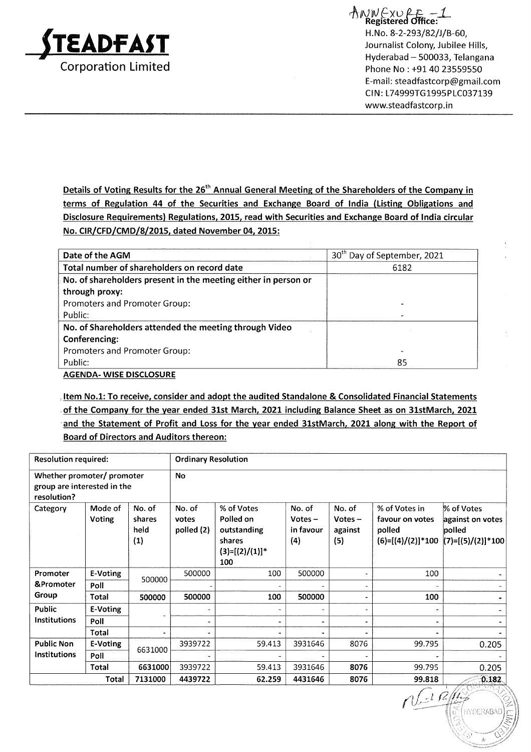# STEADFAST Corporation Limited

ANNEXURE - 1

**Registered Office:**
H.No. 8-2-293/82/J/B-60,
Journalist Colony, Jubilee Hills,
Hyderabad – 500033, Telangana
Phone No : +91 40 23559550
E-mail: steadfastcorp@gmail.com
CIN: L74999TG1995PLC037139
www.steadfastcorp.in

**Details of Voting Results for the 26th Annual General Meeting of the Shareholders of the Company in terms of Regulation 44 of the Securities and Exchange Board of India (Listing Obligations and Disclosure Requirements) Regulations, 2015, read with Securities and Exchange Board of India circular No. CIR/CFD/CMD/8/2015, dated November 04, 2015:**

| | |
|---|---|
| Date of the AGM | 30th Day of September, 2021 |
| Total number of shareholders on record date | 6182 |
| **No. of shareholders present in the meeting either in person or through proxy:** | |
| Promoters and Promoter Group: | - |
| Public: | - |
| **No. of Shareholders attended the meeting through Video Conferencing:** | |
| Promoters and Promoter Group: | - |
| Public: | 85 |

**AGENDA- WISE DISCLOSURE**

**Item No.1: To receive, consider and adopt the audited Standalone & Consolidated Financial Statements of the Company for the year ended 31st March, 2021 including Balance Sheet as on 31stMarch, 2021 and the Statement of Profit and Loss for the year ended 31stMarch, 2021 along with the Report of Board of Directors and Auditors thereon:**

| Resolution required: | | | Ordinary Resolution | | | | | |
|---|---|---|---|---|---|---|---|---|
| Whether promoter/ promoter group are interested in the resolution? | | | No | | | | | |
| Category | Mode of Voting | No. of shares held (1) | No. of votes polled (2) | % of Votes Polled on outstanding shares (3)=[(2)/(1)]* 100 | No. of Votes – in favour (4) | No. of Votes – against (5) | % of Votes in favour on votes polled (6)=[(4)/(2)]*100 | % of Votes against on votes polled (7)=[(5)/(2)]*100 |
| Promoter &Promoter Group | E-Voting | 500000 | 500000 | 100 | 500000 | - | 100 | - |
| | Poll | | - | - | - | - | - | - |
| | Total | **500000** | **500000** | **100** | **500000** | - | **100** | - |
| Public Institutions | E-Voting | - | - | - | - | - | - | - |
| | Poll | | - | - | - | - | - | - |
| | Total | - | - | - | - | - | - | - |
| Public Non Institutions | E-Voting | 6631000 | 3939722 | 59.413 | 3931646 | 8076 | 99.795 | 0.205 |
| | Poll | | - | - | - | - | - | - |
| | Total | **6631000** | 3939722 | 59.413 | 3931646 | **8076** | 99.795 | 0.205 |
| | **Total** | **7131000** | **4439722** | **62.259** | **4431646** | **8076** | **99.818** | **0.182** |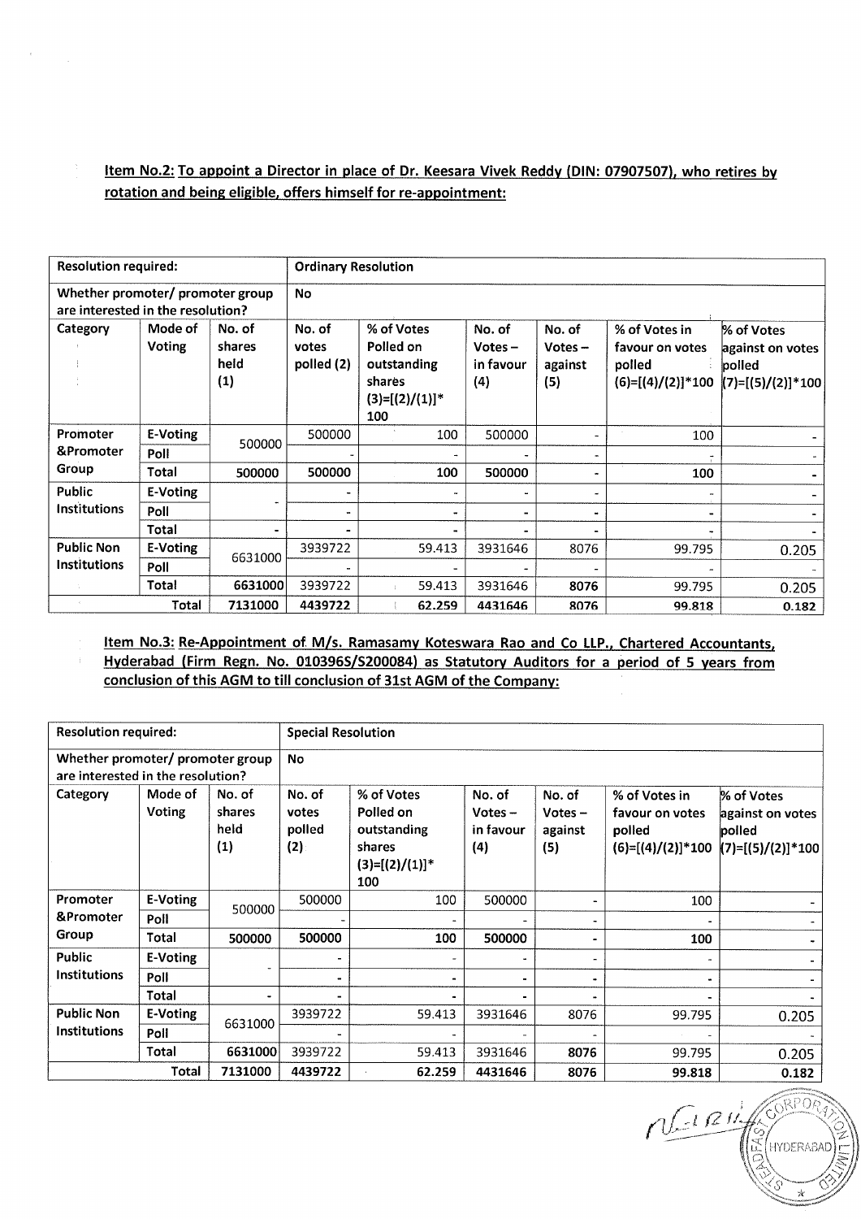**Item No.2: To appoint a Director in place of Dr. Keesara Vivek Reddy (DIN: 07907507), who retires by rotation and being eligible, offers himself for re-appointment:**

| Resolution required: | | | Ordinary Resolution | | | | | |
|---|---|---|---|---|---|---|---|---|
| Whether promoter/ promoter group are interested in the resolution? | | | No | | | | | |
| Category | Mode of Voting | No. of shares held (1) | No. of votes polled (2) | % of Votes Polled on outstanding shares (3)=[(2)/(1)]* 100 | No. of Votes – in favour (4) | No. of Votes – against (5) | % of Votes in favour on votes polled (6)=[(4)/(2)]*100 | % of Votes against on votes polled (7)=[(5)/(2)]*100 |
| Promoter &Promoter Group | E-Voting | 500000 | 500000 | 100 | 500000 | - | 100 | - |
| | Poll | | - | - | - | - | - | - |
| | Total | 500000 | 500000 | 100 | 500000 | - | 100 | - |
| Public Institutions | E-Voting | - | - | - | - | - | - | - |
| | Poll | | - | - | - | - | - | - |
| | Total | - | - | - | - | - | - | - |
| Public Non Institutions | E-Voting | 6631000 | 3939722 | 59.413 | 3931646 | 8076 | 99.795 | 0.205 |
| | Poll | | - | - | - | - | - | - |
| | Total | 6631000 | 3939722 | 59.413 | 3931646 | 8076 | 99.795 | 0.205 |
| | Total | 7131000 | 4439722 | 62.259 | 4431646 | 8076 | 99.818 | 0.182 |

**Item No.3: Re-Appointment of M/s. Ramasamy Koteswara Rao and Co LLP., Chartered Accountants, Hyderabad (Firm Regn. No. 010396S/S200084) as Statutory Auditors for a period of 5 years from conclusion of this AGM to till conclusion of 31st AGM of the Company:**

| Resolution required: | | | Special Resolution | | | | | |
|---|---|---|---|---|---|---|---|---|
| Whether promoter/ promoter group are interested in the resolution? | | | No | | | | | |
| Category | Mode of Voting | No. of shares held (1) | No. of votes polled (2) | % of Votes Polled on outstanding shares (3)=[(2)/(1)]* 100 | No. of Votes – in favour (4) | No. of Votes – against (5) | % of Votes in favour on votes polled (6)=[(4)/(2)]*100 | % of Votes against on votes polled (7)=[(5)/(2)]*100 |
| Promoter &Promoter Group | E-Voting | 500000 | 500000 | 100 | 500000 | - | 100 | - |
| | Poll | | - | - | - | - | - | - |
| | Total | 500000 | 500000 | 100 | 500000 | - | 100 | - |
| Public Institutions | E-Voting | - | - | - | - | - | - | - |
| | Poll | | - | - | - | - | - | - |
| | Total | - | - | - | - | - | - | - |
| Public Non Institutions | E-Voting | 6631000 | 3939722 | 59.413 | 3931646 | 8076 | 99.795 | 0.205 |
| | Poll | | - | - | - | - | - | - |
| | Total | 6631000 | 3939722 | 59.413 | 3931646 | 8076 | 99.795 | 0.205 |
| | Total | 7131000 | 4439722 | 62.259 | 4431646 | 8076 | 99.818 | 0.182 |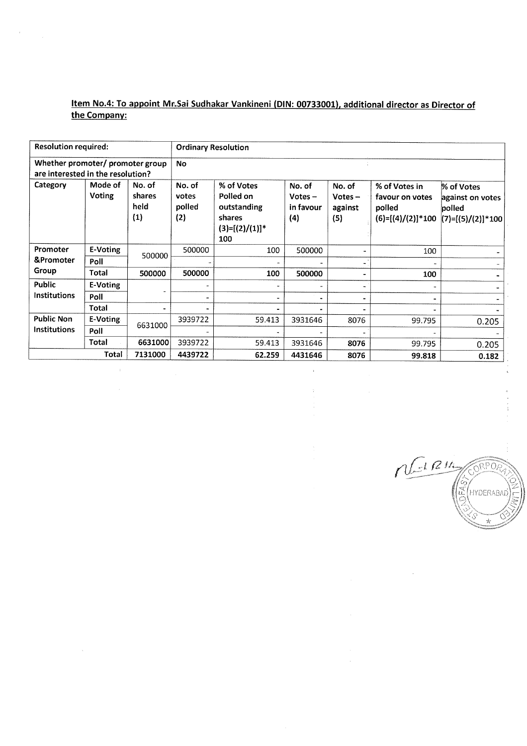**Item No.4: To appoint Mr.Sai Sudhakar Vankineni (DIN: 00733001), additional director as Director of the Company:**

| Resolution required: | | | Ordinary Resolution | | | | | |
|---|---|---|---|---|---|---|---|---|
| Whether promoter/ promoter group are interested in the resolution? | | | No | | | | | |
| Category | Mode of Voting | No. of shares held (1) | No. of votes polled (2) | % of Votes Polled on outstanding shares (3)=[(2)/(1)]* 100 | No. of Votes – in favour (4) | No. of Votes – against (5) | % of Votes in favour on votes polled (6)=[(4)/(2)]*100 | % of Votes against on votes polled (7)=[(5)/(2)]*100 |
| Promoter &Promoter Group | E-Voting | 500000 | 500000 | 100 | 500000 | - | 100 | - |
| | Poll | | - | - | - | - | - | - |
| | Total | 500000 | 500000 | 100 | 500000 | - | 100 | - |
| Public Institutions | E-Voting | - | - | - | - | - | - | - |
| | Poll | | - | - | - | - | - | - |
| | Total | - | - | - | - | - | - | - |
| Public Non Institutions | E-Voting | 6631000 | 3939722 | 59.413 | 3931646 | 8076 | 99.795 | 0.205 |
| | Poll | | - | - | - | - | - | - |
| | Total | 6631000 | 3939722 | 59.413 | 3931646 | 8076 | 99.795 | 0.205 |
| Total | | 7131000 | 4439722 | 62.259 | 4431646 | 8076 | 99.818 | 0.182 |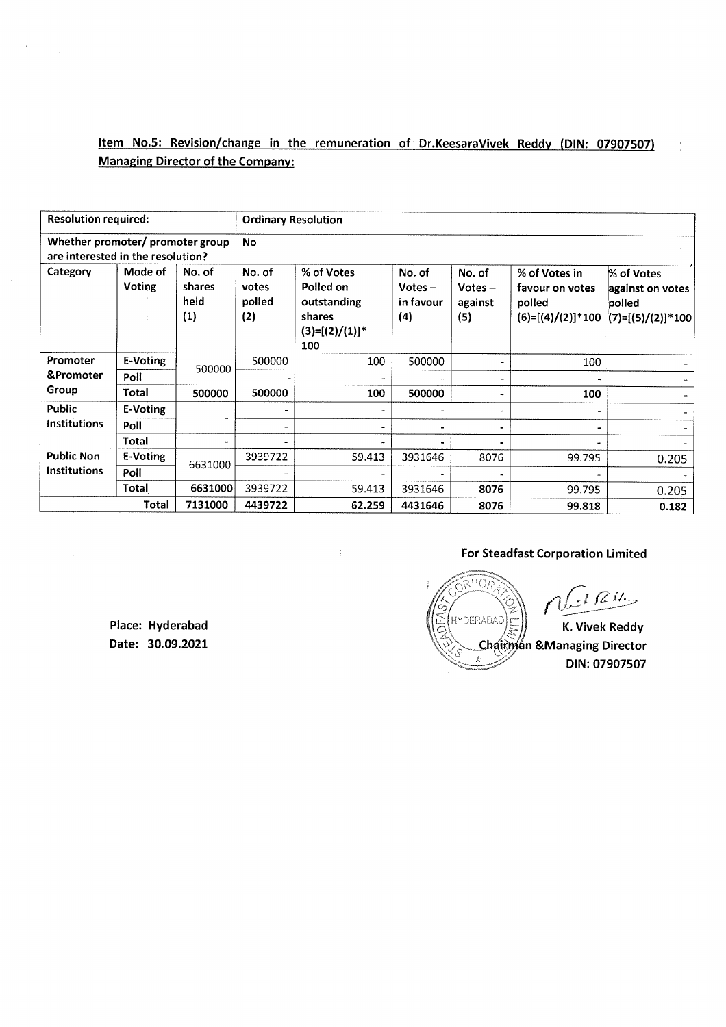**Item No.5: Revision/change in the remuneration of Dr.KeesaraVivek Reddy (DIN: 07907507) Managing Director of the Company:**

| Resolution required: | | | Ordinary Resolution | | | | | |
|---|---|---|---|---|---|---|---|---|
| Whether promoter/ promoter group are interested in the resolution? | | | No | | | | | |
| Category | Mode of Voting | No. of shares held (1) | No. of votes polled (2) | % of Votes Polled on outstanding shares (3)=[(2)/(1)]* 100 | No. of Votes – in favour (4) | No. of Votes – against (5) | % of Votes in favour on votes polled (6)=[(4)/(2)]*100 | % of Votes against on votes polled (7)=[(5)/(2)]*100 |
| Promoter &Promoter Group | E-Voting | 500000 | 500000 | 100 | 500000 | - | 100 | - |
| | Poll | | - | - | - | - | - | - |
| | Total | 500000 | 500000 | 100 | 500000 | - | 100 | - |
| Public Institutions | E-Voting | - | - | - | - | - | - | - |
| | Poll | | - | - | - | - | - | - |
| | Total | - | - | - | - | - | - | - |
| Public Non Institutions | E-Voting | 6631000 | 3939722 | 59.413 | 3931646 | 8076 | 99.795 | 0.205 |
| | Poll | | - | - | - | - | - | - |
| | Total | 6631000 | 3939722 | 59.413 | 3931646 | 8076 | 99.795 | 0.205 |
| Total | | 7131000 | 4439722 | 62.259 | 4431646 | 8076 | 99.818 | 0.182 |

**For Steadfast Corporation Limited**

Place: Hyderabad
Date: 30.09.2021

**K. Vivek Reddy**
**Chairman &Managing Director**
**DIN: 07907507**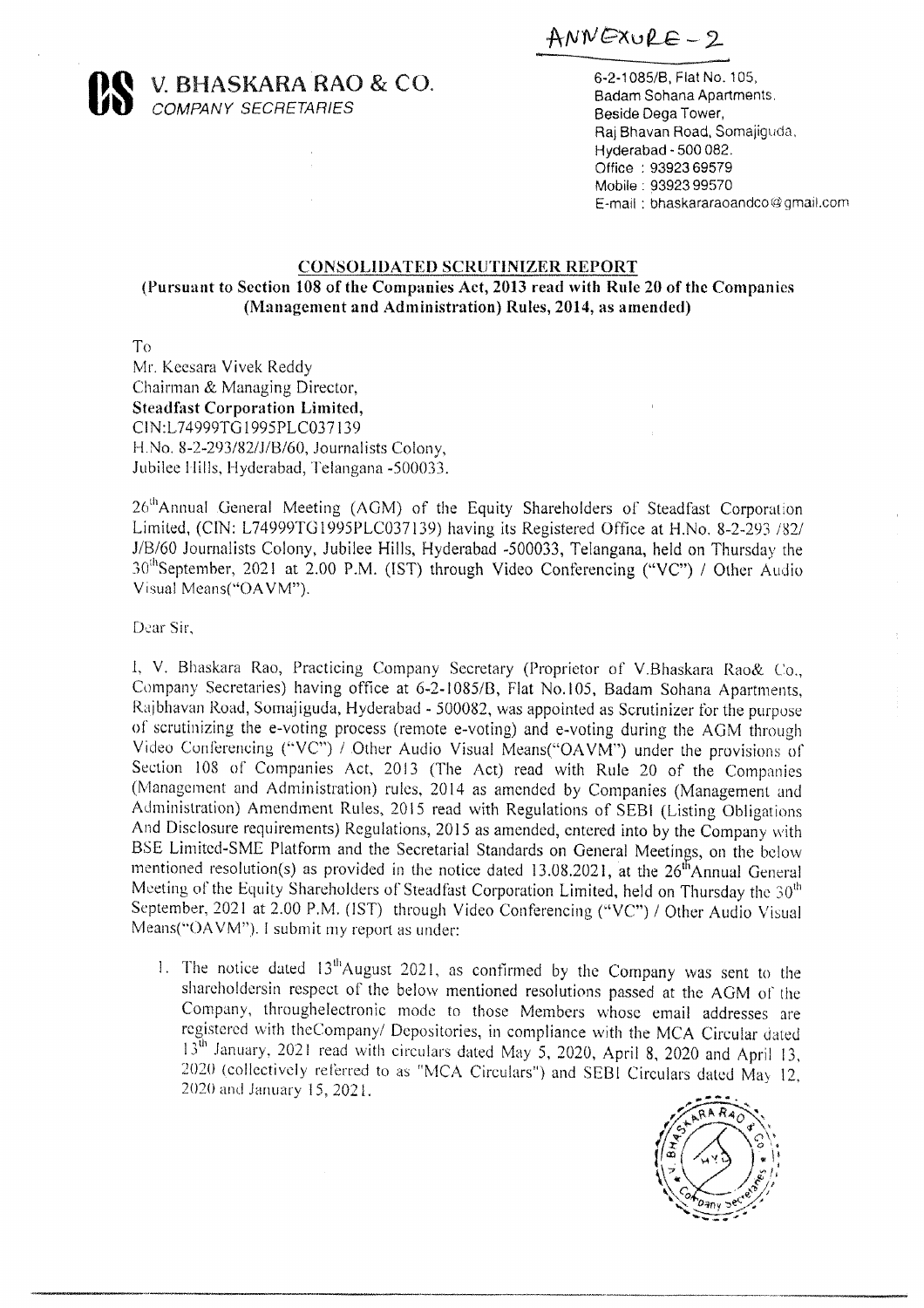ANNEXURE - 2

# V. BHASKARA RAO & CO.
*COMPANY SECRETARIES*

6-2-1085/B, Flat No. 105,
Badam Sohana Apartments,
Beside Dega Tower,
Raj Bhavan Road, Somajiguda,
Hyderabad - 500 082.
Office : 93923 69579
Mobile : 93923 99570
E-mail : bhaskararaoandco@gmail.com

## CONSOLIDATED SCRUTINIZER REPORT

**(Pursuant to Section 108 of the Companies Act, 2013 read with Rule 20 of the Companies (Management and Administration) Rules, 2014, as amended)**

To
Mr. Keesara Vivek Reddy
Chairman & Managing Director,
**Steadfast Corporation Limited,**
CIN:L74999TG1995PLC037139
H.No. 8-2-293/82/J/B/60, Journalists Colony,
Jubilee Hills, Hyderabad, Telangana -500033.

26th Annual General Meeting (AGM) of the Equity Shareholders of Steadfast Corporation Limited, (CIN: L74999TG1995PLC037139) having its Registered Office at H.No. 8-2-293 /82/ J/B/60 Journalists Colony, Jubilee Hills, Hyderabad -500033, Telangana, held on Thursday the 30th September, 2021 at 2.00 P.M. (IST) through Video Conferencing ("VC") / Other Audio Visual Means("OAVM").

Dear Sir,

I, V. Bhaskara Rao, Practicing Company Secretary (Proprietor of V.Bhaskara Rao& Co., Company Secretaries) having office at 6-2-1085/B, Flat No.105, Badam Sohana Apartments, Rajbhavan Road, Somajiguda, Hyderabad - 500082, was appointed as Scrutinizer for the purpose of scrutinizing the e-voting process (remote e-voting) and e-voting during the AGM through Video Conferencing ("VC") / Other Audio Visual Means("OAVM") under the provisions of Section 108 of Companies Act, 2013 (The Act) read with Rule 20 of the Companies (Management and Administration) rules, 2014 as amended by Companies (Management and Administration) Amendment Rules, 2015 read with Regulations of SEBI (Listing Obligations And Disclosure requirements) Regulations, 2015 as amended, entered into by the Company with BSE Limited-SME Platform and the Secretarial Standards on General Meetings, on the below mentioned resolution(s) as provided in the notice dated 13.08.2021, at the 26th Annual General Meeting of the Equity Shareholders of Steadfast Corporation Limited, held on Thursday the 30th September, 2021 at 2.00 P.M. (IST) through Video Conferencing ("VC") / Other Audio Visual Means("OAVM"). I submit my report as under:

1. The notice dated 13th August 2021, as confirmed by the Company was sent to the shareholdersin respect of the below mentioned resolutions passed at the AGM of the Company, throughelectronic mode to those Members whose email addresses are registered with theCompany/ Depositories, in compliance with the MCA Circular dated 13th January, 2021 read with circulars dated May 5, 2020, April 8, 2020 and April 13, 2020 (collectively referred to as "MCA Circulars") and SEBI Circulars dated May 12, 2020 and January 15, 2021.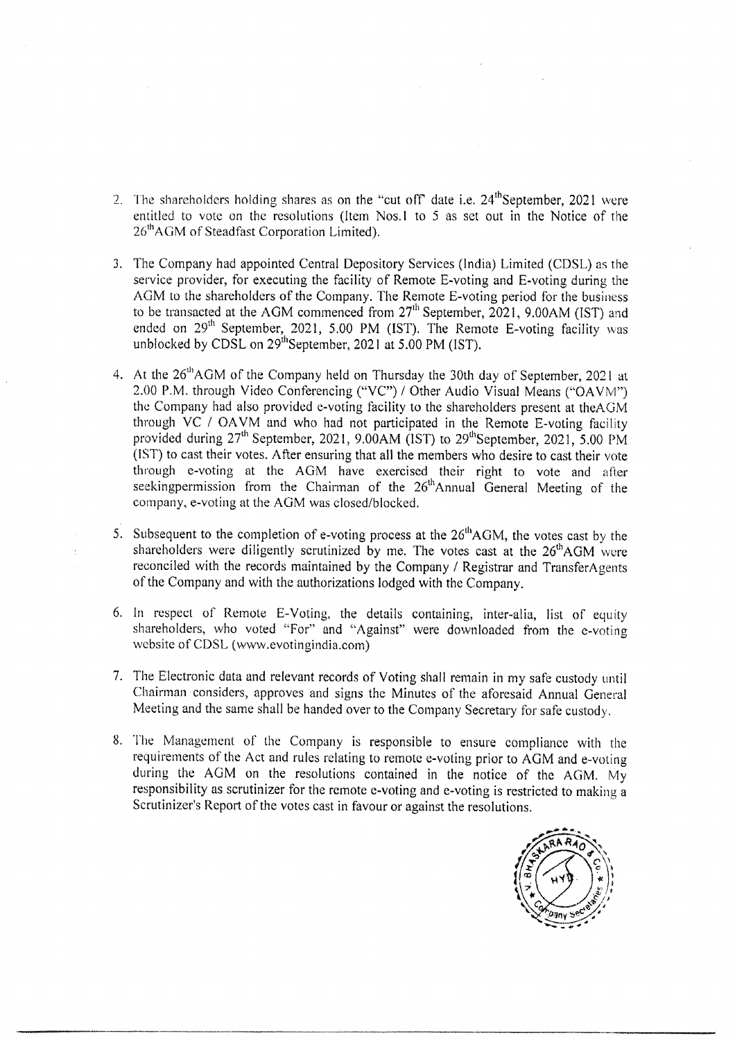2. The shareholders holding shares as on the "cut off" date i.e. 24th September, 2021 were entitled to vote on the resolutions (Item Nos.1 to 5 as set out in the Notice of the 26th AGM of Steadfast Corporation Limited).

3. The Company had appointed Central Depository Services (India) Limited (CDSL) as the service provider, for executing the facility of Remote E-voting and E-voting during the AGM to the shareholders of the Company. The Remote E-voting period for the business to be transacted at the AGM commenced from 27th September, 2021, 9.00AM (IST) and ended on 29th September, 2021, 5.00 PM (IST). The Remote E-voting facility was unblocked by CDSL on 29th September, 2021 at 5.00 PM (IST).

4. At the 26th AGM of the Company held on Thursday the 30th day of September, 2021 at 2.00 P.M. through Video Conferencing ("VC") / Other Audio Visual Means ("OAVM") the Company had also provided e-voting facility to the shareholders present at theAGM through VC / OAVM and who had not participated in the Remote E-voting facility provided during 27th September, 2021, 9.00AM (IST) to 29th September, 2021, 5.00 PM (IST) to cast their votes. After ensuring that all the members who desire to cast their vote through e-voting at the AGM have exercised their right to vote and after seekingpermission from the Chairman of the 26th Annual General Meeting of the company, e-voting at the AGM was closed/blocked.

5. Subsequent to the completion of e-voting process at the 26th AGM, the votes cast by the shareholders were diligently scrutinized by me. The votes cast at the 26th AGM were reconciled with the records maintained by the Company / Registrar and TransferAgents of the Company and with the authorizations lodged with the Company.

6. In respect of Remote E-Voting, the details containing, inter-alia, list of equity shareholders, who voted "For" and "Against" were downloaded from the e-voting website of CDSL (www.evotingindia.com)

7. The Electronic data and relevant records of Voting shall remain in my safe custody until Chairman considers, approves and signs the Minutes of the aforesaid Annual General Meeting and the same shall be handed over to the Company Secretary for safe custody.

8. The Management of the Company is responsible to ensure compliance with the requirements of the Act and rules relating to remote e-voting prior to AGM and e-voting during the AGM on the resolutions contained in the notice of the AGM. My responsibility as scrutinizer for the remote e-voting and e-voting is restricted to making a Scrutinizer's Report of the votes cast in favour or against the resolutions.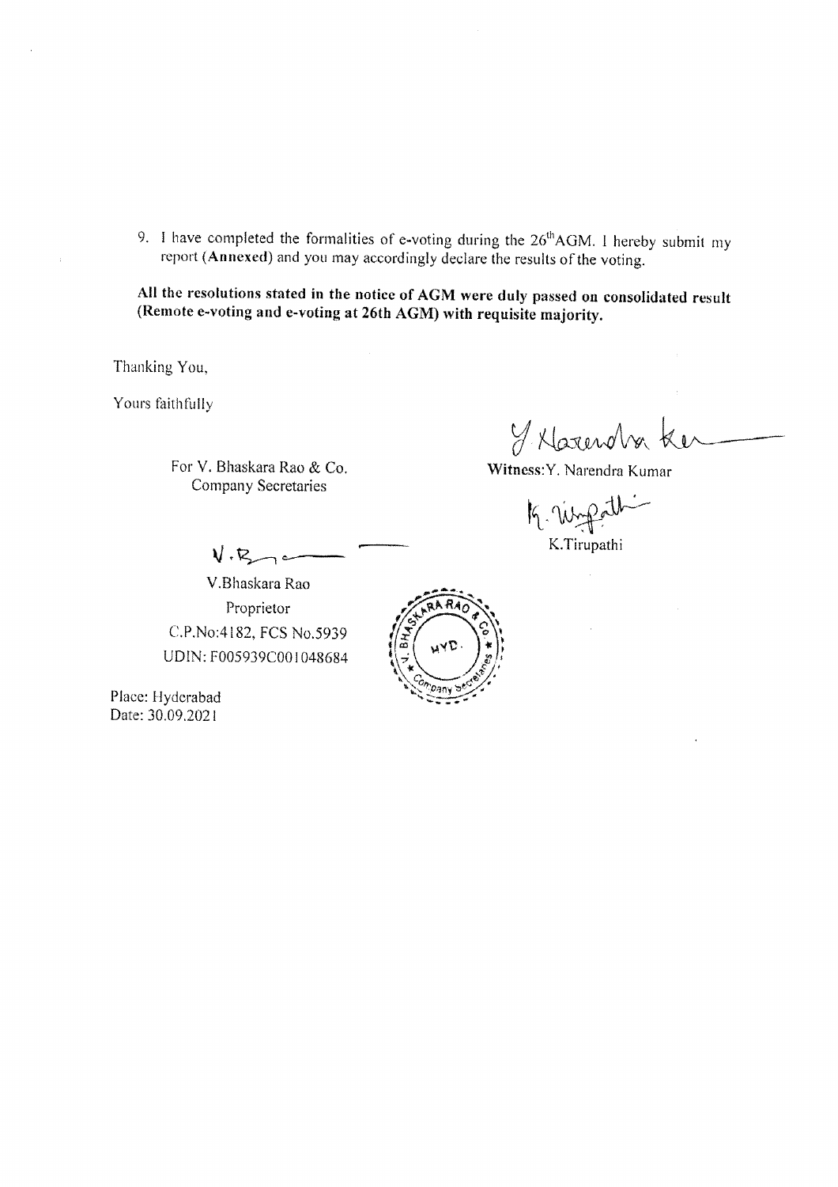9. I have completed the formalities of e-voting during the 26th AGM. I hereby submit my report (**Annexed**) and you may accordingly declare the results of the voting.

**All the resolutions stated in the notice of AGM were duly passed on consolidated result (Remote e-voting and e-voting at 26th AGM) with requisite majority.**

Thanking You,

Yours faithfully

For V. Bhaskara Rao & Co.
Company Secretaries

V.Bhaskara Rao
Proprietor
C.P.No:4182, FCS No.5939
UDIN: F005939C001048684

**Witness:** Y. Narendra Kumar

K.Tirupathi

Place: Hyderabad
Date: 30.09.2021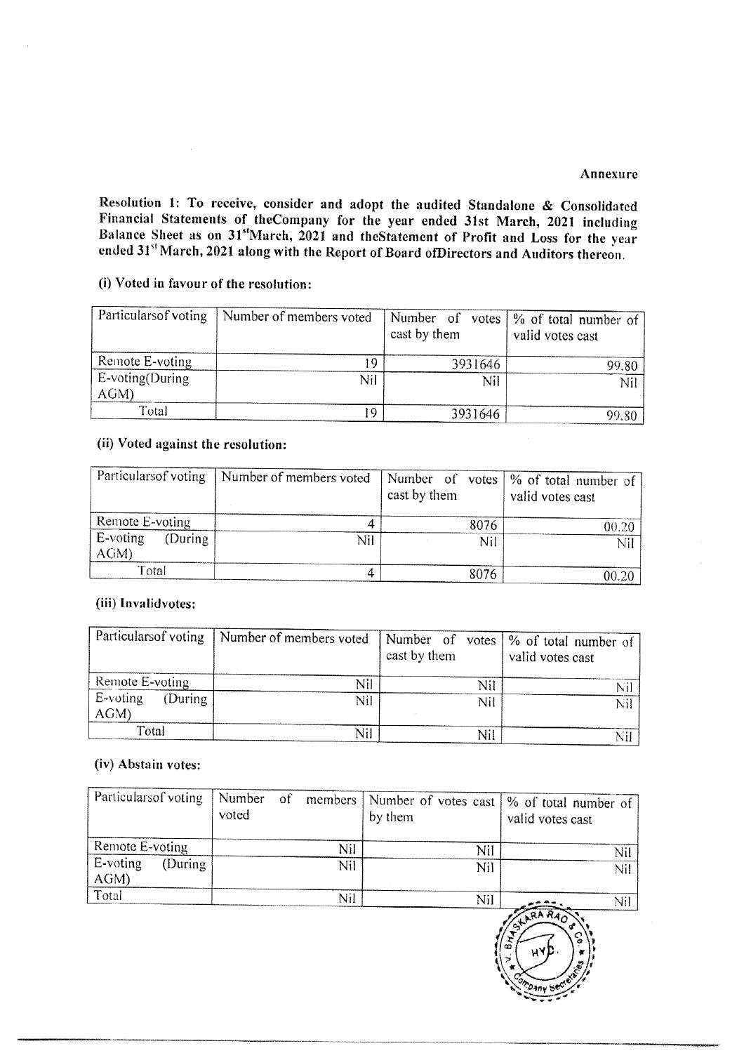Annexure

**Resolution 1: To receive, consider and adopt the audited Standalone & Consolidated Financial Statements of theCompany for the year ended 31st March, 2021 including Balance Sheet as on 31st March, 2021 and theStatement of Profit and Loss for the year ended 31st March, 2021 along with the Report of Board ofDirectors and Auditors thereon.**

**(i) Voted in favour of the resolution:**

| Particularsof voting | Number of members voted | Number of votes cast by them | % of total number of valid votes cast |
|---|---|---|---|
| Remote E-voting | 19 | 3931646 | 99.80 |
| E-voting(During AGM) | Nil | Nil | Nil |
| Total | 19 | 3931646 | 99.80 |

**(ii) Voted against the resolution:**

| Particularsof voting | Number of members voted | Number of votes cast by them | % of total number of valid votes cast |
|---|---|---|---|
| Remote E-voting | 4 | 8076 | 00.20 |
| E-voting (During AGM) | Nil | Nil | Nil |
| Total | 4 | 8076 | 00.20 |

**(iii) Invalidvotes:**

| Particularsof voting | Number of members voted | Number of votes cast by them | % of total number of valid votes cast |
|---|---|---|---|
| Remote E-voting | Nil | Nil | Nil |
| E-voting (During AGM) | Nil | Nil | Nil |
| Total | Nil | Nil | Nil |

**(iv) Abstain votes:**

| Particularsof voting | Number of members voted | Number of votes cast by them | % of total number of valid votes cast |
|---|---|---|---|
| Remote E-voting | Nil | Nil | Nil |
| E-voting (During AGM) | Nil | Nil | Nil |
| Total | Nil | Nil | Nil |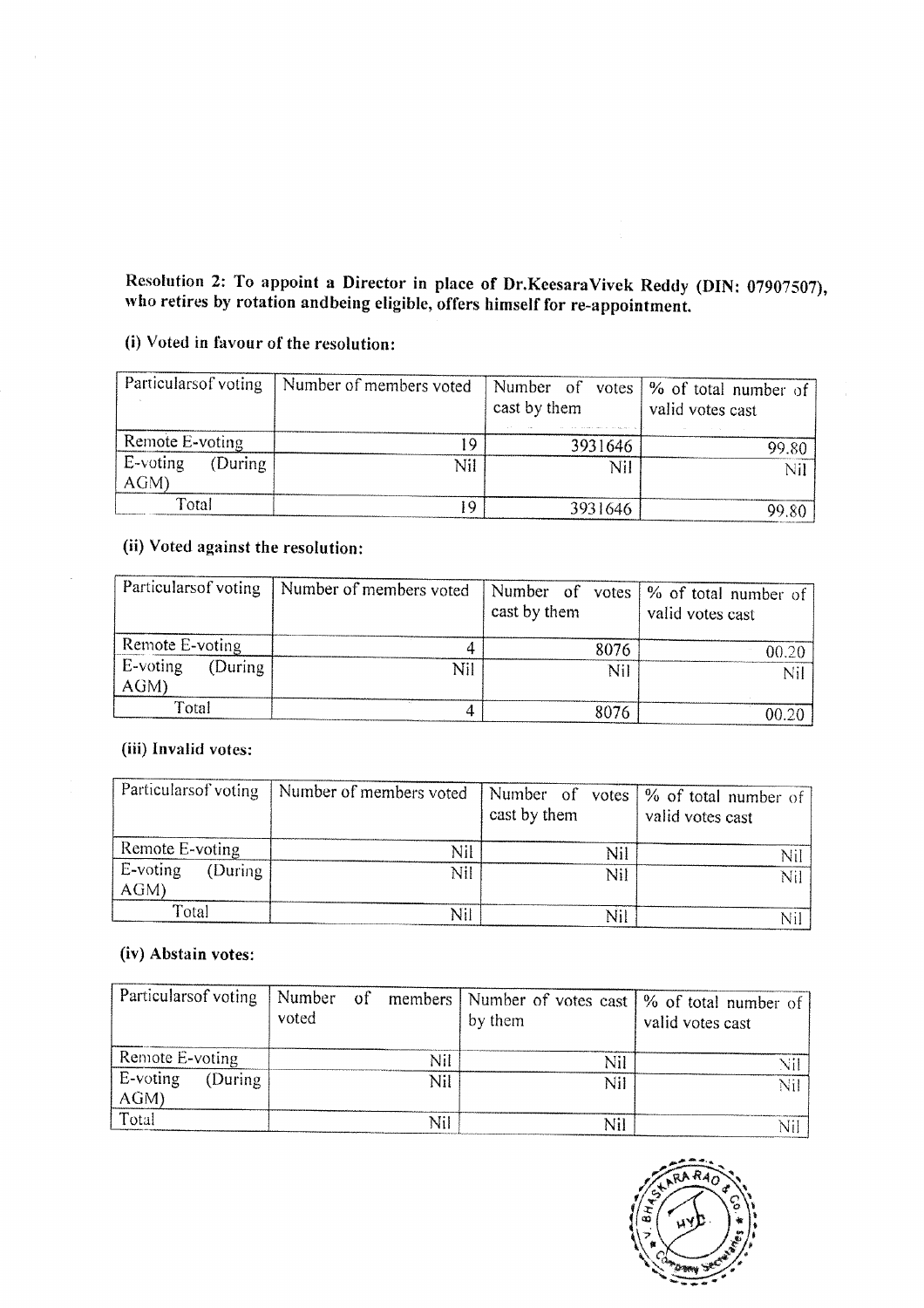**Resolution 2: To appoint a Director in place of Dr.KeesaraVivek Reddy (DIN: 07907507), who retires by rotation andbeing eligible, offers himself for re-appointment.**

**(i) Voted in favour of the resolution:**

| Particularsof voting | Number of members voted | Number of votes cast by them | % of total number of valid votes cast |
|---|---|---|---|
| Remote E-voting | 19 | 3931646 | 99.80 |
| E-voting (During AGM) | Nil | Nil | Nil |
| Total | 19 | 3931646 | 99.80 |

**(ii) Voted against the resolution:**

| Particularsof voting | Number of members voted | Number of votes cast by them | % of total number of valid votes cast |
|---|---|---|---|
| Remote E-voting | 4 | 8076 | 00.20 |
| E-voting (During AGM) | Nil | Nil | Nil |
| Total | 4 | 8076 | 00.20 |

**(iii) Invalid votes:**

| Particularsof voting | Number of members voted | Number of votes cast by them | % of total number of valid votes cast |
|---|---|---|---|
| Remote E-voting | Nil | Nil | Nil |
| E-voting (During AGM) | Nil | Nil | Nil |
| Total | Nil | Nil | Nil |

**(iv) Abstain votes:**

| Particularsof voting | Number of members voted | Number of votes cast by them | % of total number of valid votes cast |
|---|---|---|---|
| Remote E-voting | Nil | Nil | Nil |
| E-voting (During AGM) | Nil | Nil | Nil |
| Total | Nil | Nil | Nil |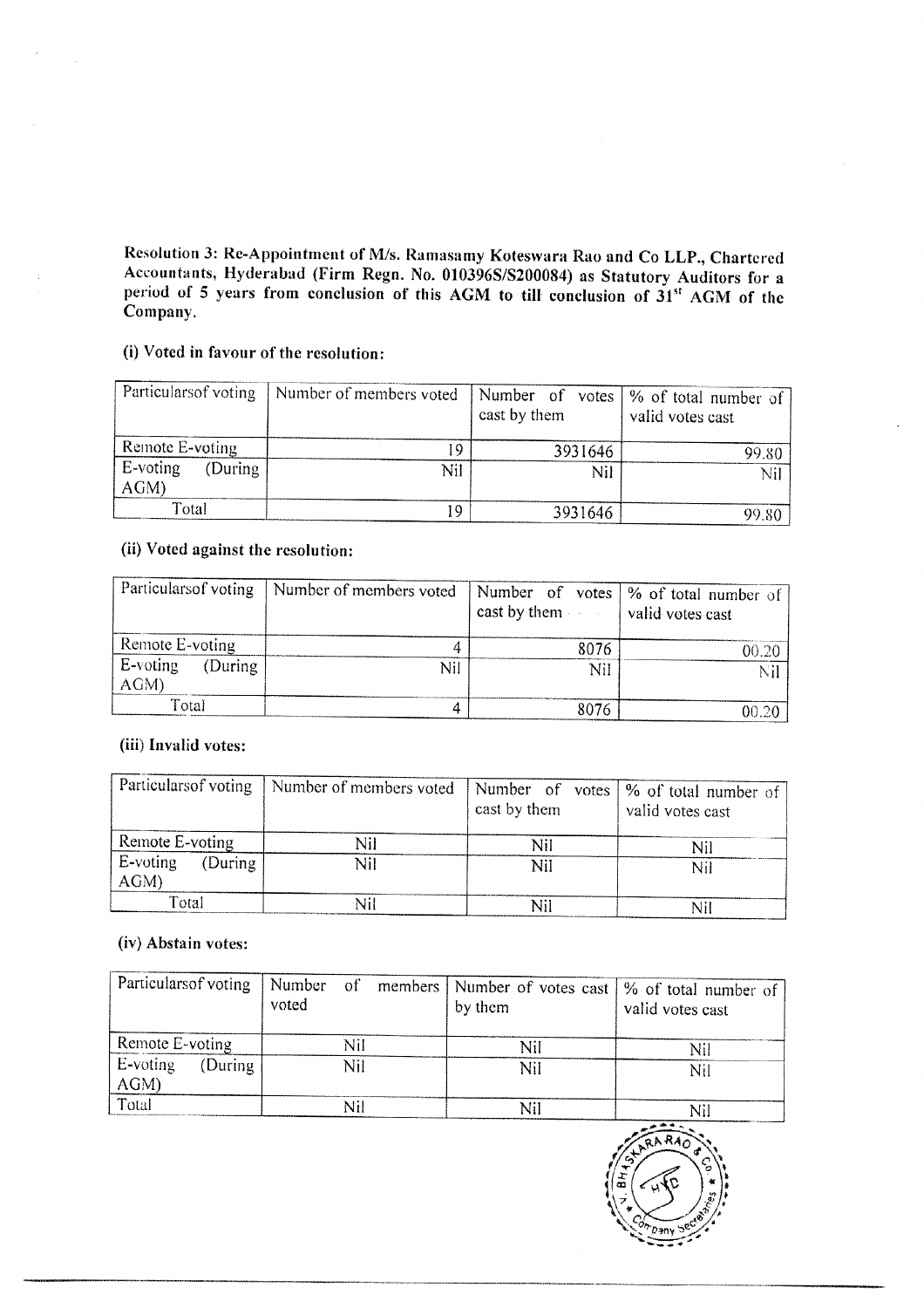**Resolution 3: Re-Appointment of M/s. Ramasamy Koteswara Rao and Co LLP., Chartered Accountants, Hyderabad (Firm Regn. No. 010396S/S200084) as Statutory Auditors for a period of 5 years from conclusion of this AGM to till conclusion of 31st AGM of the Company.**

**(i) Voted in favour of the resolution:**

| Particularsof voting | Number of members voted | Number of votes cast by them | % of total number of valid votes cast |
|---|---|---|---|
| Remote E-voting | 19 | 3931646 | 99.80 |
| E-voting (During AGM) | Nil | Nil | Nil |
| Total | 19 | 3931646 | 99.80 |

**(ii) Voted against the resolution:**

| Particularsof voting | Number of members voted | Number of votes cast by them | % of total number of valid votes cast |
|---|---|---|---|
| Remote E-voting | 4 | 8076 | 00.20 |
| E-voting (During AGM) | Nil | Nil | Nil |
| Total | 4 | 8076 | 00.20 |

**(iii) Invalid votes:**

| Particularsof voting | Number of members voted | Number of votes cast by them | % of total number of valid votes cast |
|---|---|---|---|
| Remote E-voting | Nil | Nil | Nil |
| E-voting (During AGM) | Nil | Nil | Nil |
| Total | Nil | Nil | Nil |

**(iv) Abstain votes:**

| Particularsof voting | Number of members voted | Number of votes cast by them | % of total number of valid votes cast |
|---|---|---|---|
| Remote E-voting | Nil | Nil | Nil |
| E-voting (During AGM) | Nil | Nil | Nil |
| Total | Nil | Nil | Nil |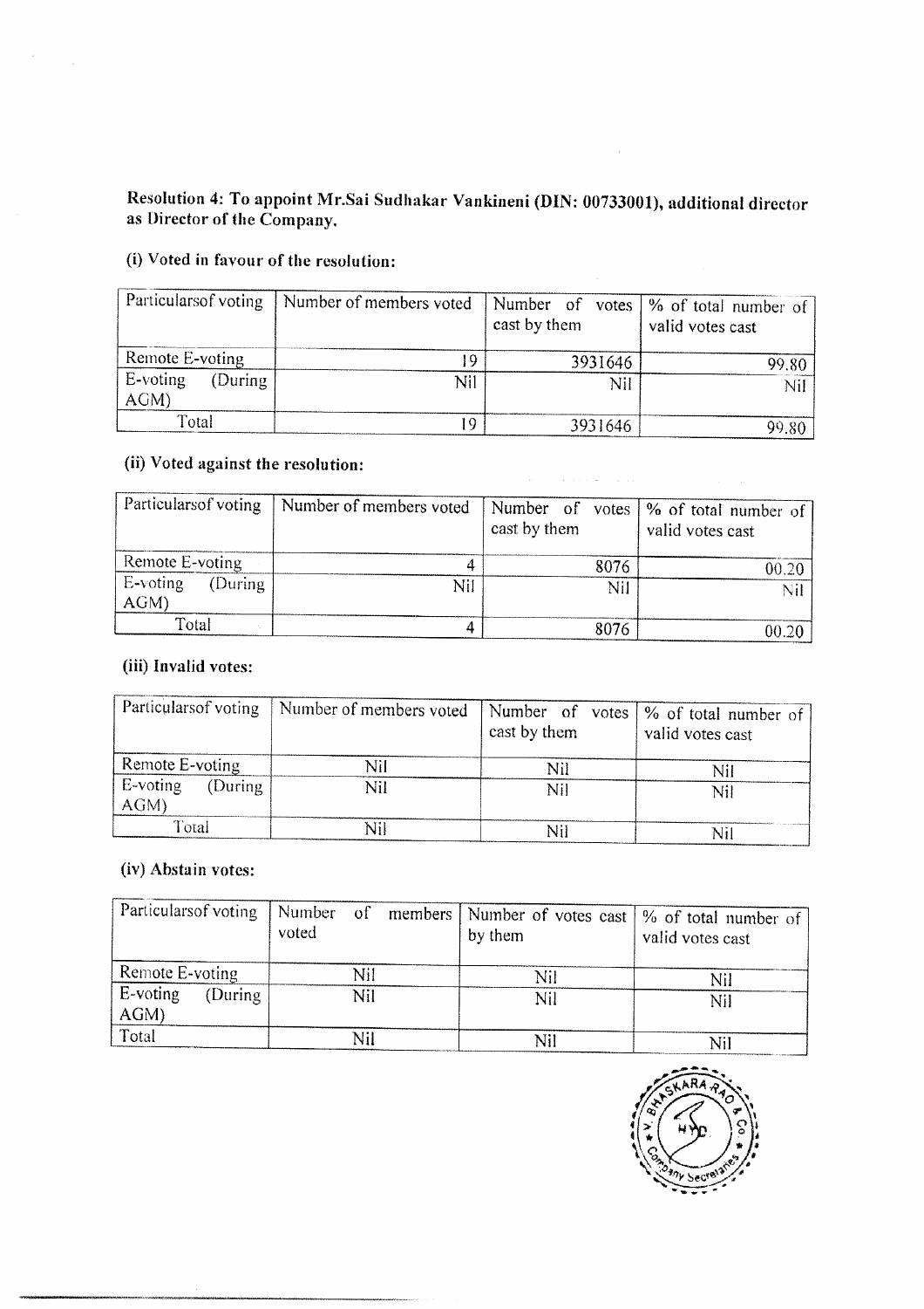**Resolution 4: To appoint Mr.Sai Sudhakar Vankineni (DIN: 00733001), additional director as Director of the Company.**

**(i) Voted in favour of the resolution:**

| Particularsof voting | Number of members voted | Number of votes cast by them | % of total number of valid votes cast |
|---|---|---|---|
| Remote E-voting | 19 | 3931646 | 99.80 |
| E-voting (During AGM) | Nil | Nil | Nil |
| Total | 19 | 3931646 | 99.80 |

**(ii) Voted against the resolution:**

| Particularsof voting | Number of members voted | Number of votes cast by them | % of total number of valid votes cast |
|---|---|---|---|
| Remote E-voting | 4 | 8076 | 00.20 |
| E-voting (During AGM) | Nil | Nil | Nil |
| Total | 4 | 8076 | 00.20 |

**(iii) Invalid votes:**

| Particularsof voting | Number of members voted | Number of votes cast by them | % of total number of valid votes cast |
|---|---|---|---|
| Remote E-voting | Nil | Nil | Nil |
| E-voting (During AGM) | Nil | Nil | Nil |
| Total | Nil | Nil | Nil |

**(iv) Abstain votes:**

| Particularsof voting | Number of members voted | Number of votes cast by them | % of total number of valid votes cast |
|---|---|---|---|
| Remote E-voting | Nil | Nil | Nil |
| E-voting (During AGM) | Nil | Nil | Nil |
| Total | Nil | Nil | Nil |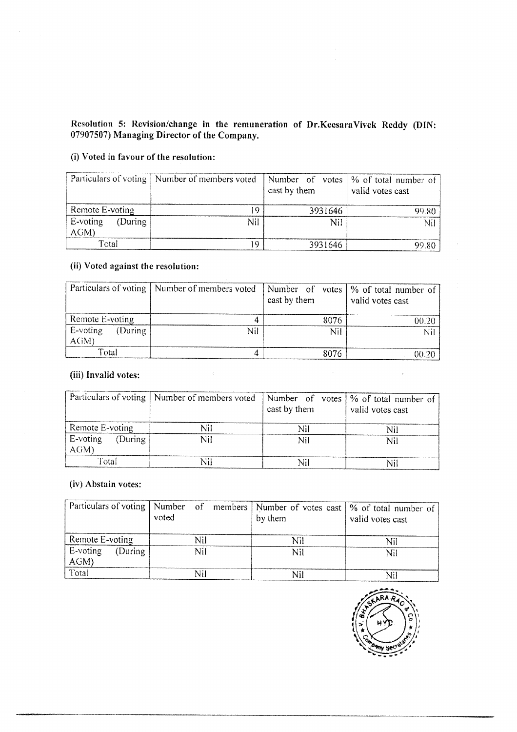**Resolution 5: Revision/change in the remuneration of Dr.KeesaraVivek Reddy (DIN: 07907507) Managing Director of the Company.**

**(i) Voted in favour of the resolution:**

| Particulars of voting | Number of members voted | Number of votes cast by them | % of total number of valid votes cast |
|---|---|---|---|
| Remote E-voting | 19 | 3931646 | 99.80 |
| E-voting (During AGM) | Nil | Nil | Nil |
| Total | 19 | 3931646 | 99.80 |

**(ii) Voted against the resolution:**

| Particulars of voting | Number of members voted | Number of votes cast by them | % of total number of valid votes cast |
|---|---|---|---|
| Remote E-voting | 4 | 8076 | 00.20 |
| E-voting (During AGM) | Nil | Nil | Nil |
| Total | 4 | 8076 | 00.20 |

**(iii) Invalid votes:**

| Particulars of voting | Number of members voted | Number of votes cast by them | % of total number of valid votes cast |
|---|---|---|---|
| Remote E-voting | Nil | Nil | Nil |
| E-voting (During AGM) | Nil | Nil | Nil |
| Total | Nil | Nil | Nil |

**(iv) Abstain votes:**

| Particulars of voting | Number of members voted | Number of votes cast by them | % of total number of valid votes cast |
|---|---|---|---|
| Remote E-voting | Nil | Nil | Nil |
| E-voting (During AGM) | Nil | Nil | Nil |
| Total | Nil | Nil | Nil |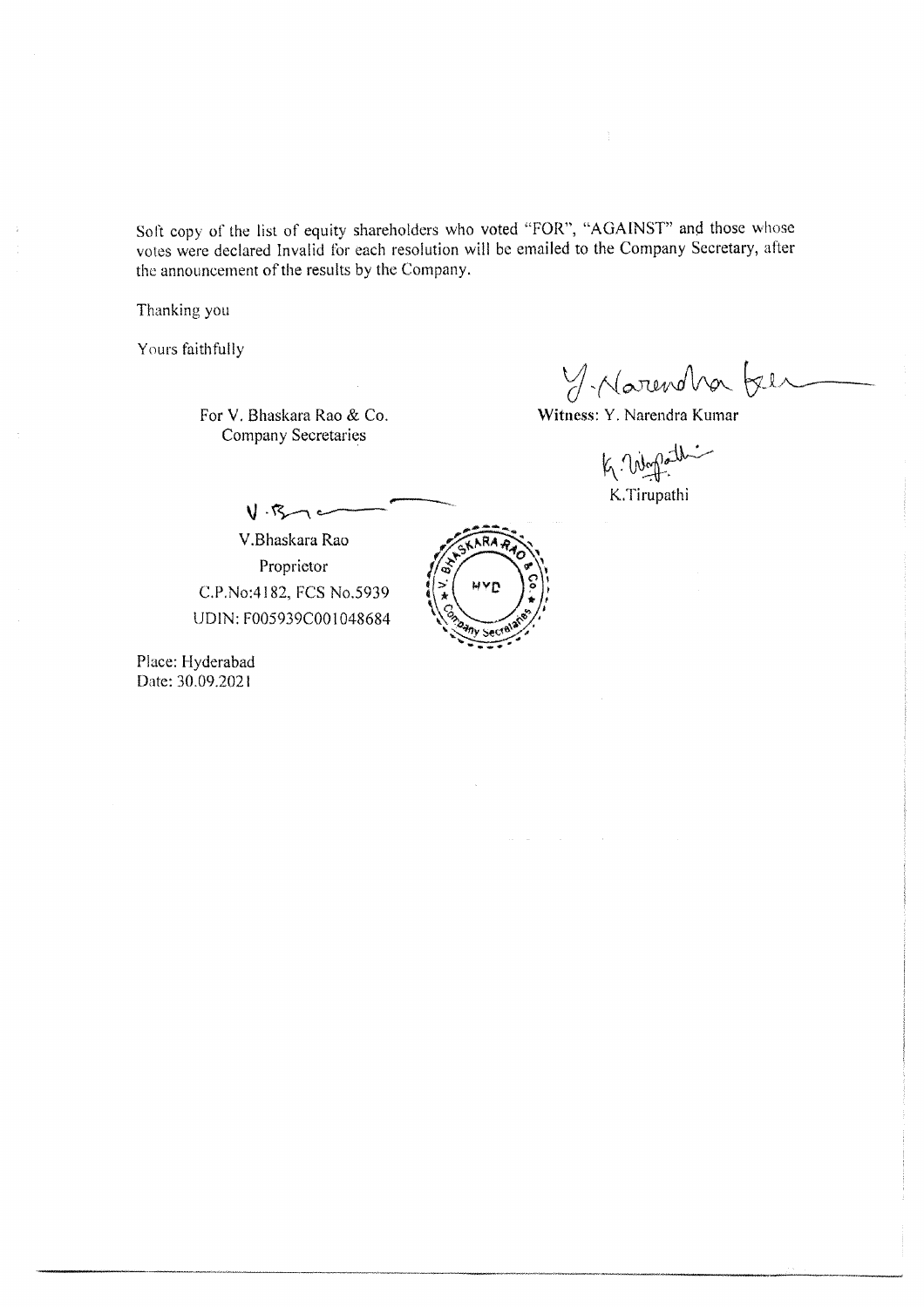Soft copy of the list of equity shareholders who voted "FOR", "AGAINST" and those whose votes were declared Invalid for each resolution will be emailed to the Company Secretary, after the announcement of the results by the Company.

Thanking you

Yours faithfully

For V. Bhaskara Rao & Co.
Company Secretaries

**Witness:** Y. Narendra Kumar

K.Tirupathi

V.Bhaskara Rao
Proprietor
C.P.No:4182, FCS No.5939
UDIN: F005939C001048684

Place: Hyderabad
Date: 30.09.2021